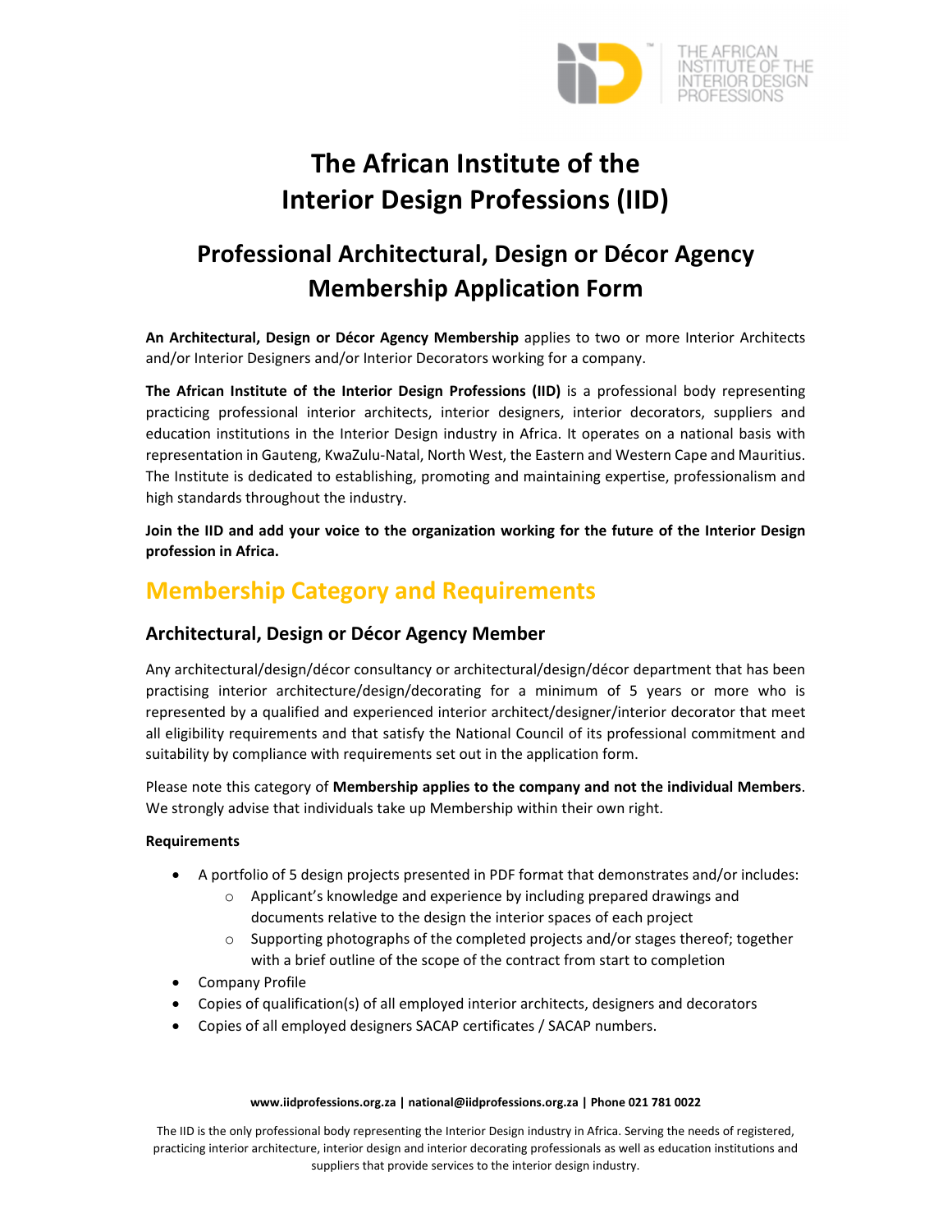# The African Institute of the Interior Design Professions (IID)

## Professional Architectural, Design or Décor Agency Membership Application Form

**An Architectural, Design or Décor Agency Membership** applies to two or more Interior Architects and/or Interior Designers and/or Interior Decorators working for a company.

**The African Institute of the Interior Design Professions (IID)** is a professional body representing practicing professional interior architects, interior designers, interior decorators, suppliers and education institutions in the Interior Design industry in Africa. It operates on a national basis with representation in Gauteng, KwaZulu-Natal, North West, the Eastern and Western Cape and Mauritius. The Institute is dedicated to establishing, promoting and maintaining expertise, professionalism and high standards throughout the industry.

**Join the IID and add your voice to the organization working for the future of the Interior Design profession in Africa.**

## Membership Category and Requirements

### Architectural, Design or Décor Agency Member

Any architectural/design/décor consultancy or architectural/design/décor department that has been practising interior architecture/design/decorating for a minimum of 5 years or more who is represented by a qualified and experienced interior architect/designer/interior decorator that meet all eligibility requirements and that satisfy the National Council of its professional commitment and suitability by compliance with requirements set out in the application form.

Please note this category of **Membership applies to the company and not the individual Members**. We strongly advise that individuals take up Membership within their own right.

**Requirements**

- A portfolio of 5 design projects presented in PDF format that demonstrates and/or includes:
  - Applicant's knowledge and experience by including prepared drawings and documents relative to the design the interior spaces of each project
  - Supporting photographs of the completed projects and/or stages thereof; together with a brief outline of the scope of the contract from start to completion
- Company Profile
- Copies of qualification(s) of all employed interior architects, designers and decorators
- Copies of all employed designers SACAP certificates / SACAP numbers.

**www.iidprofessions.org.za | national@iidprofessions.org.za | Phone 021 781 0022**

The IID is the only professional body representing the Interior Design industry in Africa. Serving the needs of registered, practicing interior architecture, interior design and interior decorating professionals as well as education institutions and suppliers that provide services to the interior design industry.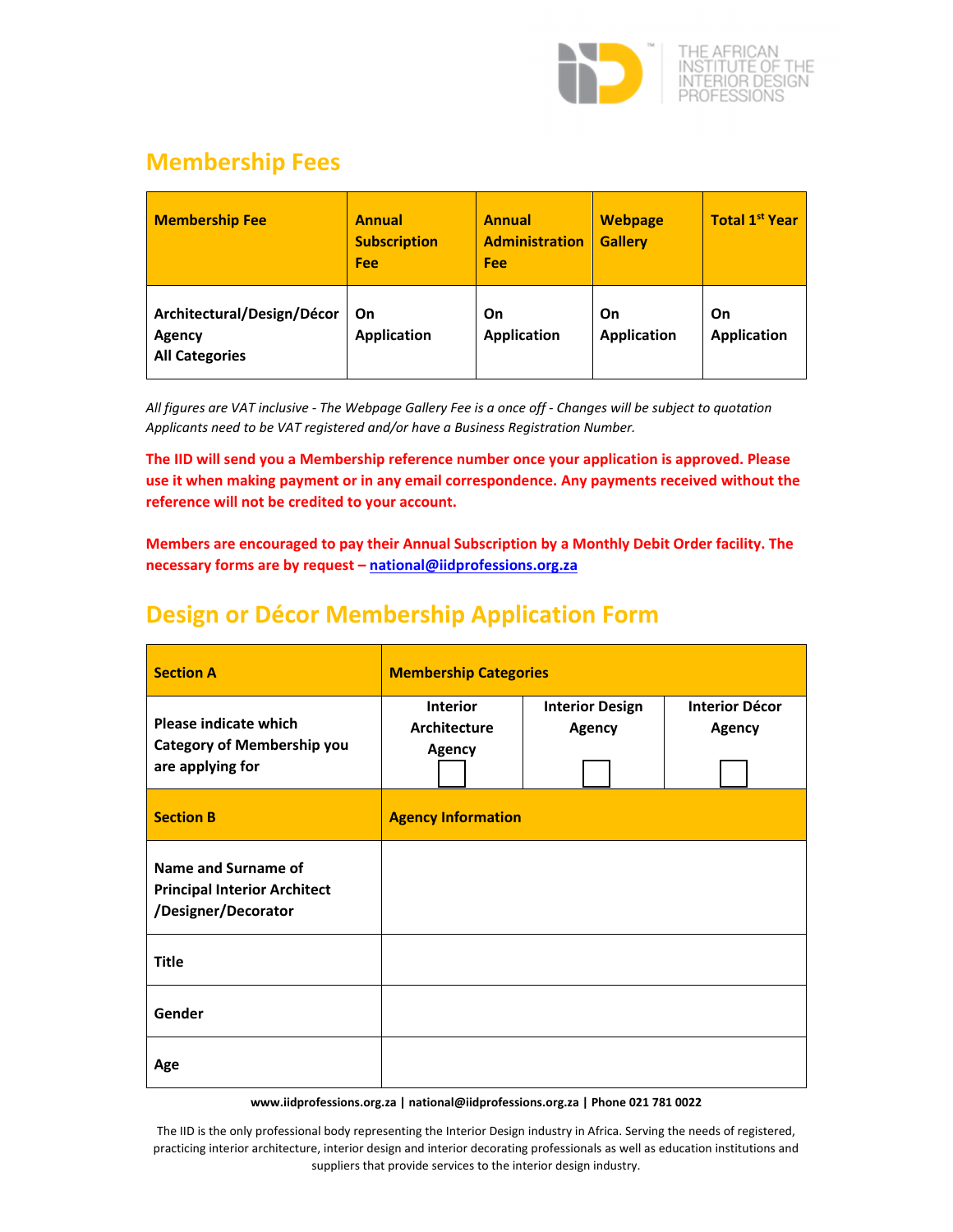## Membership Fees

| Membership Fee | Annual Subscription Fee | Annual Administration Fee | Webpage Gallery | Total 1st Year |
|---|---|---|---|---|
| Architectural/Design/Décor Agency<br>All Categories | On Application | On Application | On Application | On Application |

*All figures are VAT inclusive - The Webpage Gallery Fee is a once off - Changes will be subject to quotation*
*Applicants need to be VAT registered and/or have a Business Registration Number.*

**The IID will send you a Membership reference number once your application is approved. Please use it when making payment or in any email correspondence. Any payments received without the reference will not be credited to your account.**

**Members are encouraged to pay their Annual Subscription by a Monthly Debit Order facility. The necessary forms are by request – national@iidprofessions.org.za**

## Design or Décor Membership Application Form

| **Section A** | **Membership Categories** | | |
|---|---|---|---|
| Please indicate which Category of Membership you are applying for | Interior Architecture Agency ☐ | Interior Design Agency ☐ | Interior Décor Agency ☐ |
| **Section B** | **Agency Information** | | |
| Name and Surname of Principal Interior Architect /Designer/Decorator | | | |
| Title | | | |
| Gender | | | |
| Age | | | |

**www.iidprofessions.org.za | national@iidprofessions.org.za | Phone 021 781 0022**

The IID is the only professional body representing the Interior Design industry in Africa. Serving the needs of registered, practicing interior architecture, interior design and interior decorating professionals as well as education institutions and suppliers that provide services to the interior design industry.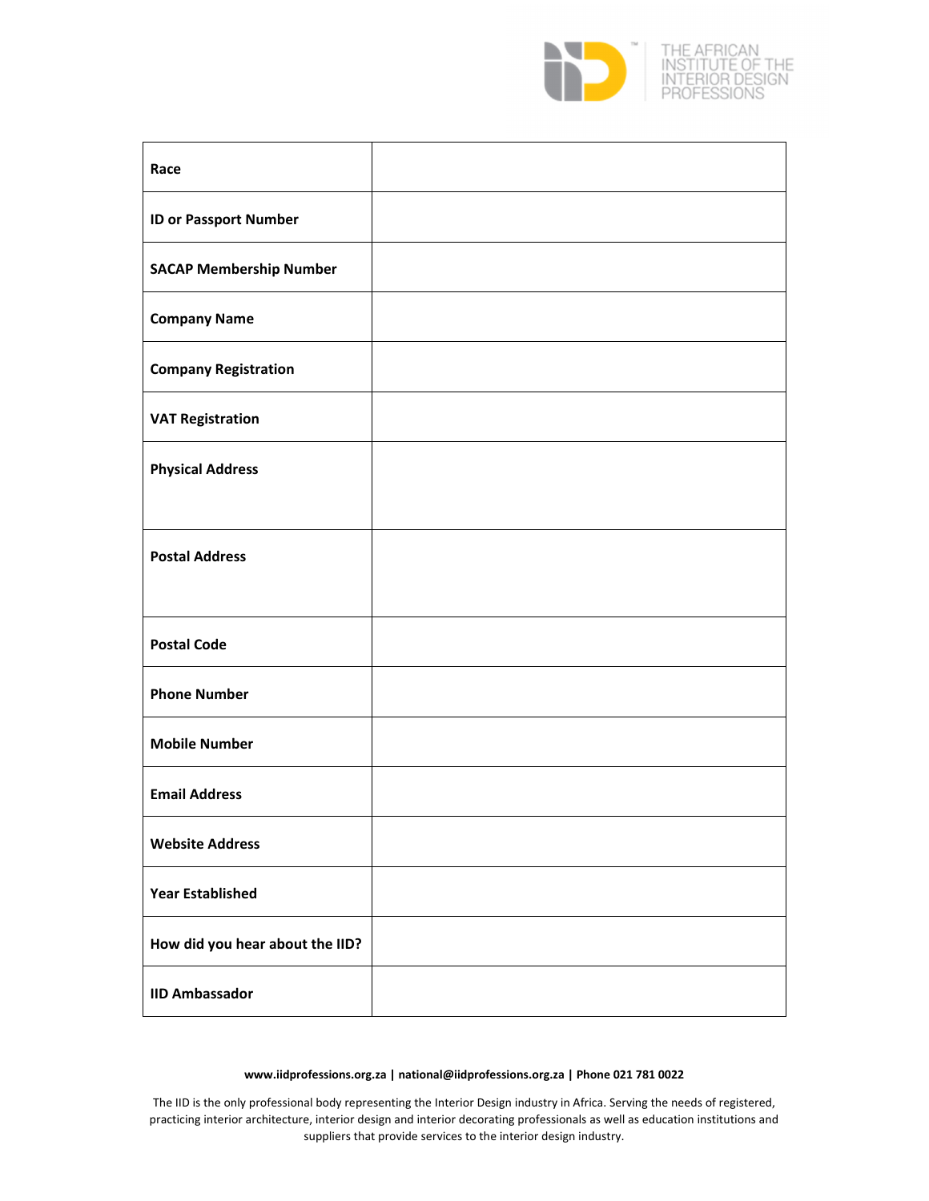| Race | |
|---|---|
| ID or Passport Number | |
| SACAP Membership Number | |
| Company Name | |
| Company Registration | |
| VAT Registration | |
| Physical Address | |
| Postal Address | |
| Postal Code | |
| Phone Number | |
| Mobile Number | |
| Email Address | |
| Website Address | |
| Year Established | |
| How did you hear about the IID? | |
| IID Ambassador | |

**www.iidprofessions.org.za | national@iidprofessions.org.za | Phone 021 781 0022**

The IID is the only professional body representing the Interior Design industry in Africa. Serving the needs of registered, practicing interior architecture, interior design and interior decorating professionals as well as education institutions and suppliers that provide services to the interior design industry.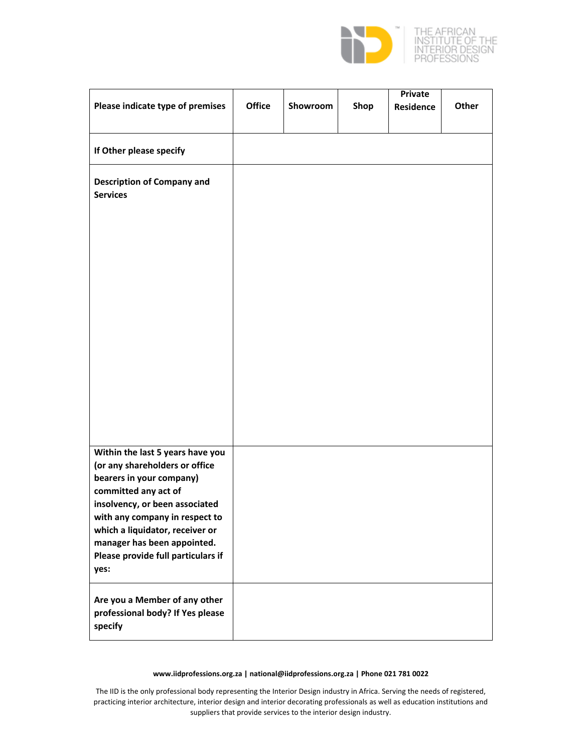| Please indicate type of premises | Office | Showroom | Shop | Private Residence | Other |
|---|---|---|---|---|---|
| If Other please specify | | | | | |
| Description of Company and Services | | | | | |
| Within the last 5 years have you (or any shareholders or office bearers in your company) committed any act of insolvency, or been associated with any company in respect to which a liquidator, receiver or manager has been appointed. Please provide full particulars if yes: | | | | | |
| Are you a Member of any other professional body? If Yes please specify | | | | | |

**www.iidprofessions.org.za | national@iidprofessions.org.za | Phone 021 781 0022**

The IID is the only professional body representing the Interior Design industry in Africa. Serving the needs of registered, practicing interior architecture, interior design and interior decorating professionals as well as education institutions and suppliers that provide services to the interior design industry.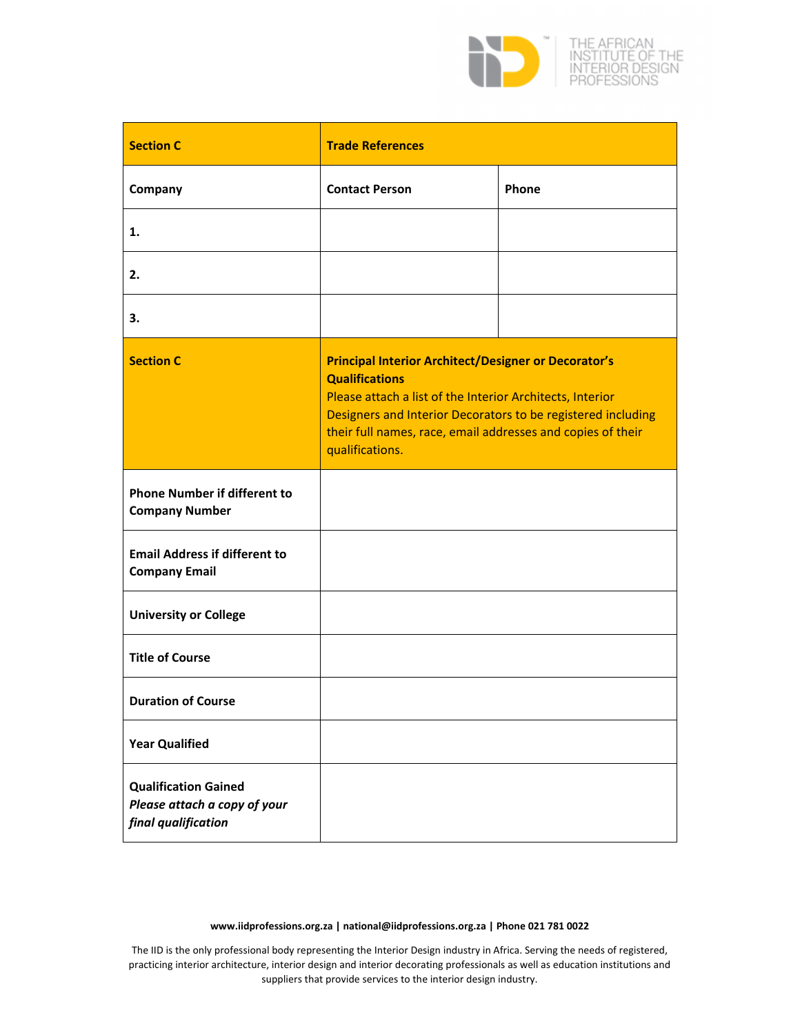| **Section C** | **Trade References** | |
|---|---|---|
| **Company** | **Contact Person** | **Phone** |
| **1.** | | |
| **2.** | | |
| **3.** | | |

| **Section C** | **Principal Interior Architect/Designer or Decorator's Qualifications** Please attach a list of the Interior Architects, Interior Designers and Interior Decorators to be registered including their full names, race, email addresses and copies of their qualifications. |
|---|---|
| **Phone Number if different to Company Number** | |
| **Email Address if different to Company Email** | |
| **University or College** | |
| **Title of Course** | |
| **Duration of Course** | |
| **Year Qualified** | |
| **Qualification Gained** ***Please attach a copy of your final qualification*** | |

**www.iidprofessions.org.za | national@iidprofessions.org.za | Phone 021 781 0022**

The IID is the only professional body representing the Interior Design industry in Africa. Serving the needs of registered, practicing interior architecture, interior design and interior decorating professionals as well as education institutions and suppliers that provide services to the interior design industry.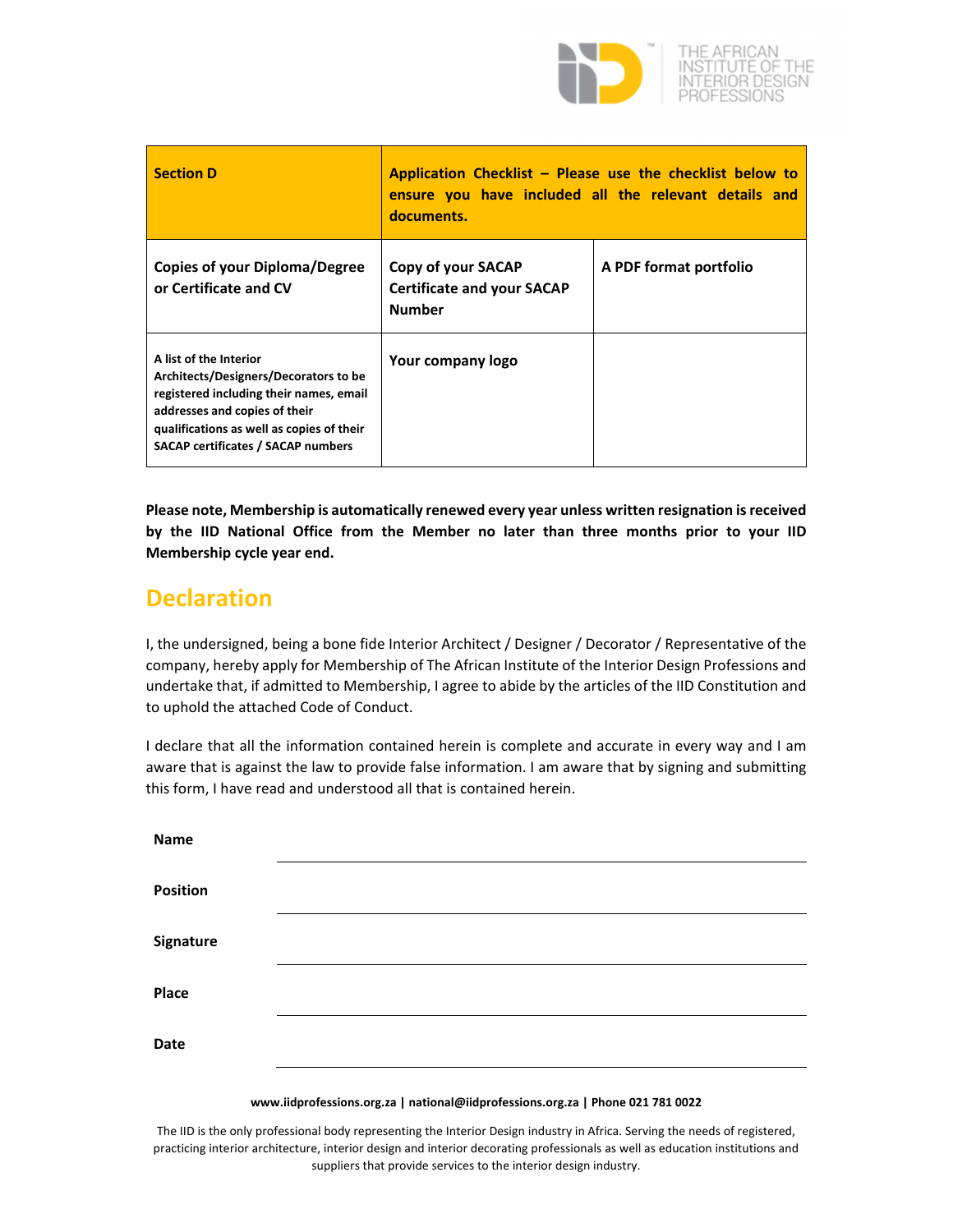| **Section D** | **Application Checklist – Please use the checklist below to ensure you have included all the relevant details and documents.** | |
|---|---|---|
| **Copies of your Diploma/Degree or Certificate and CV** | **Copy of your SACAP Certificate and your SACAP Number** | **A PDF format portfolio** |
| **A list of the Interior Architects/Designers/Decorators to be registered including their names, email addresses and copies of their qualifications as well as copies of their SACAP certificates / SACAP numbers** | **Your company logo** | |

**Please note, Membership is automatically renewed every year unless written resignation is received by the IID National Office from the Member no later than three months prior to your IID Membership cycle year end.**

## Declaration

I, the undersigned, being a bone fide Interior Architect / Designer / Decorator / Representative of the company, hereby apply for Membership of The African Institute of the Interior Design Professions and undertake that, if admitted to Membership, I agree to abide by the articles of the IID Constitution and to uphold the attached Code of Conduct.

I declare that all the information contained herein is complete and accurate in every way and I am aware that is against the law to provide false information. I am aware that by signing and submitting this form, I have read and understood all that is contained herein.

**Name** ______________________________

**Position** ______________________________

**Signature** ______________________________

**Place** ______________________________

**Date** ______________________________

**www.iidprofessions.org.za | national@iidprofessions.org.za | Phone 021 781 0022**

The IID is the only professional body representing the Interior Design industry in Africa. Serving the needs of registered, practicing interior architecture, interior design and interior decorating professionals as well as education institutions and suppliers that provide services to the interior design industry.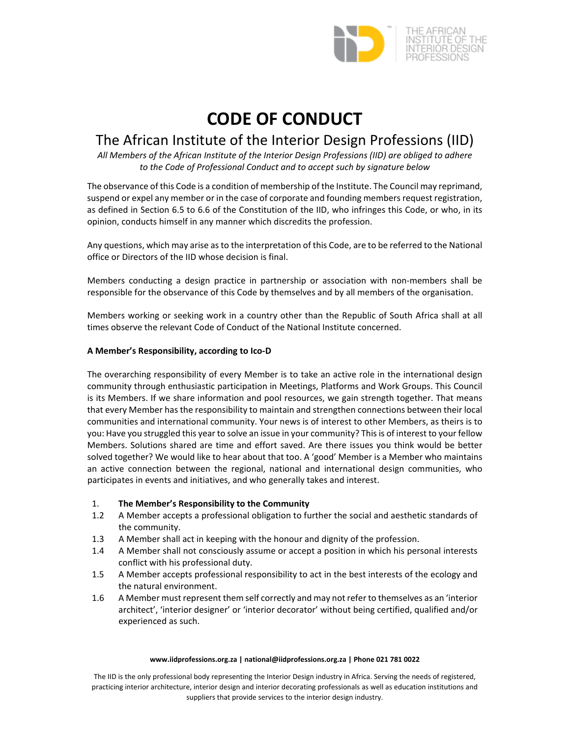# CODE OF CONDUCT

## The African Institute of the Interior Design Professions (IID)

*All Members of the African Institute of the Interior Design Professions (IID) are obliged to adhere to the Code of Professional Conduct and to accept such by signature below*

The observance of this Code is a condition of membership of the Institute. The Council may reprimand, suspend or expel any member or in the case of corporate and founding members request registration, as defined in Section 6.5 to 6.6 of the Constitution of the IID, who infringes this Code, or who, in its opinion, conducts himself in any manner which discredits the profession.

Any questions, which may arise as to the interpretation of this Code, are to be referred to the National office or Directors of the IID whose decision is final.

Members conducting a design practice in partnership or association with non-members shall be responsible for the observance of this Code by themselves and by all members of the organisation.

Members working or seeking work in a country other than the Republic of South Africa shall at all times observe the relevant Code of Conduct of the National Institute concerned.

**A Member's Responsibility, according to Ico-D**

The overarching responsibility of every Member is to take an active role in the international design community through enthusiastic participation in Meetings, Platforms and Work Groups. This Council is its Members. If we share information and pool resources, we gain strength together. That means that every Member has the responsibility to maintain and strengthen connections between their local communities and international community. Your news is of interest to other Members, as theirs is to you: Have you struggled this year to solve an issue in your community? This is of interest to your fellow Members. Solutions shared are time and effort saved. Are there issues you think would be better solved together? We would like to hear about that too. A 'good' Member is a Member who maintains an active connection between the regional, national and international design communities, who participates in events and initiatives, and who generally takes and interest.

1. **The Member's Responsibility to the Community**

1.2 A Member accepts a professional obligation to further the social and aesthetic standards of the community.

1.3 A Member shall act in keeping with the honour and dignity of the profession.

1.4 A Member shall not consciously assume or accept a position in which his personal interests conflict with his professional duty.

1.5 A Member accepts professional responsibility to act in the best interests of the ecology and the natural environment.

1.6 A Member must represent them self correctly and may not refer to themselves as an 'interior architect', 'interior designer' or 'interior decorator' without being certified, qualified and/or experienced as such.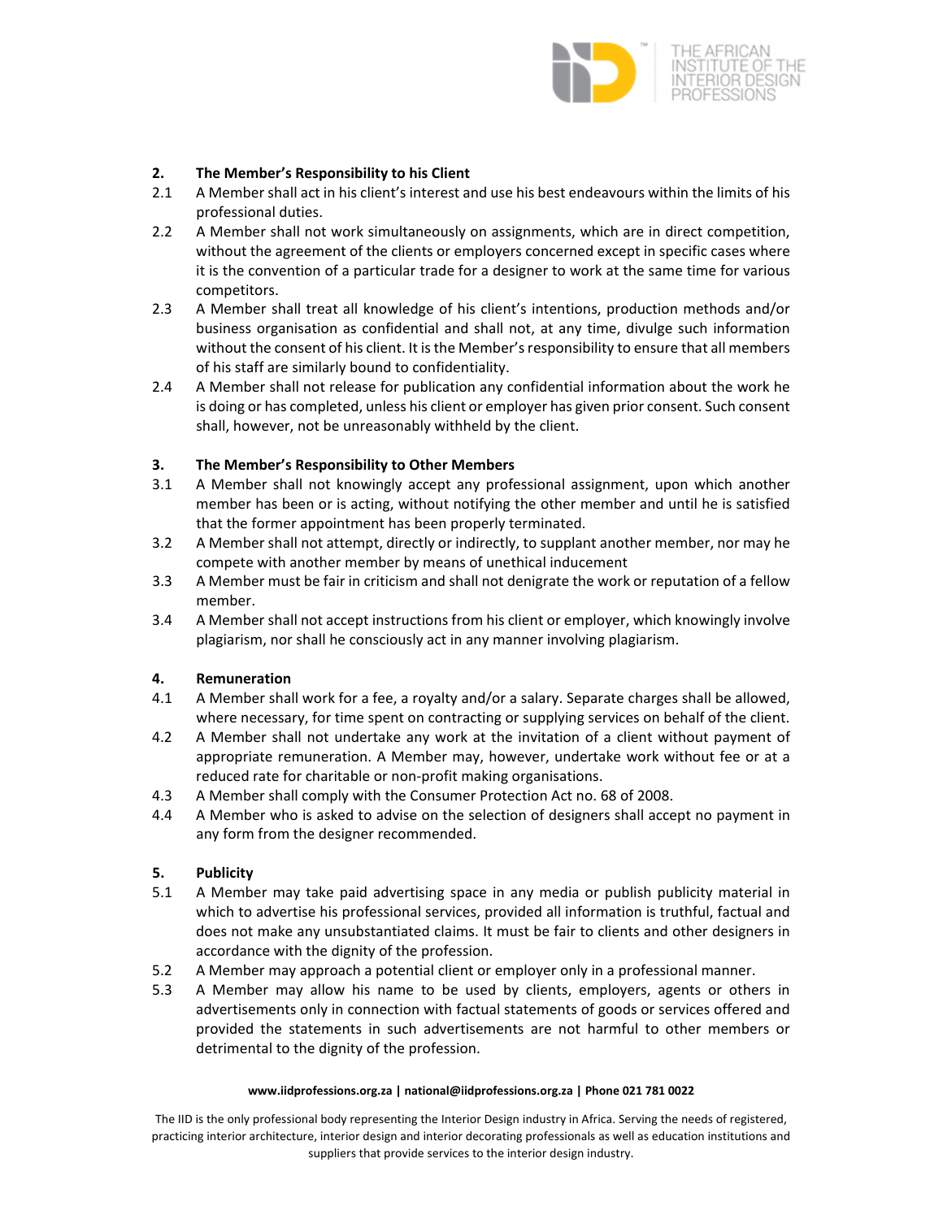## 2. The Member's Responsibility to his Client

2.1 A Member shall act in his client's interest and use his best endeavours within the limits of his professional duties.

2.2 A Member shall not work simultaneously on assignments, which are in direct competition, without the agreement of the clients or employers concerned except in specific cases where it is the convention of a particular trade for a designer to work at the same time for various competitors.

2.3 A Member shall treat all knowledge of his client's intentions, production methods and/or business organisation as confidential and shall not, at any time, divulge such information without the consent of his client. It is the Member's responsibility to ensure that all members of his staff are similarly bound to confidentiality.

2.4 A Member shall not release for publication any confidential information about the work he is doing or has completed, unless his client or employer has given prior consent. Such consent shall, however, not be unreasonably withheld by the client.

## 3. The Member's Responsibility to Other Members

3.1 A Member shall not knowingly accept any professional assignment, upon which another member has been or is acting, without notifying the other member and until he is satisfied that the former appointment has been properly terminated.

3.2 A Member shall not attempt, directly or indirectly, to supplant another member, nor may he compete with another member by means of unethical inducement

3.3 A Member must be fair in criticism and shall not denigrate the work or reputation of a fellow member.

3.4 A Member shall not accept instructions from his client or employer, which knowingly involve plagiarism, nor shall he consciously act in any manner involving plagiarism.

## 4. Remuneration

4.1 A Member shall work for a fee, a royalty and/or a salary. Separate charges shall be allowed, where necessary, for time spent on contracting or supplying services on behalf of the client.

4.2 A Member shall not undertake any work at the invitation of a client without payment of appropriate remuneration. A Member may, however, undertake work without fee or at a reduced rate for charitable or non-profit making organisations.

4.3 A Member shall comply with the Consumer Protection Act no. 68 of 2008.

4.4 A Member who is asked to advise on the selection of designers shall accept no payment in any form from the designer recommended.

## 5. Publicity

5.1 A Member may take paid advertising space in any media or publish publicity material in which to advertise his professional services, provided all information is truthful, factual and does not make any unsubstantiated claims. It must be fair to clients and other designers in accordance with the dignity of the profession.

5.2 A Member may approach a potential client or employer only in a professional manner.

5.3 A Member may allow his name to be used by clients, employers, agents or others in advertisements only in connection with factual statements of goods or services offered and provided the statements in such advertisements are not harmful to other members or detrimental to the dignity of the profession.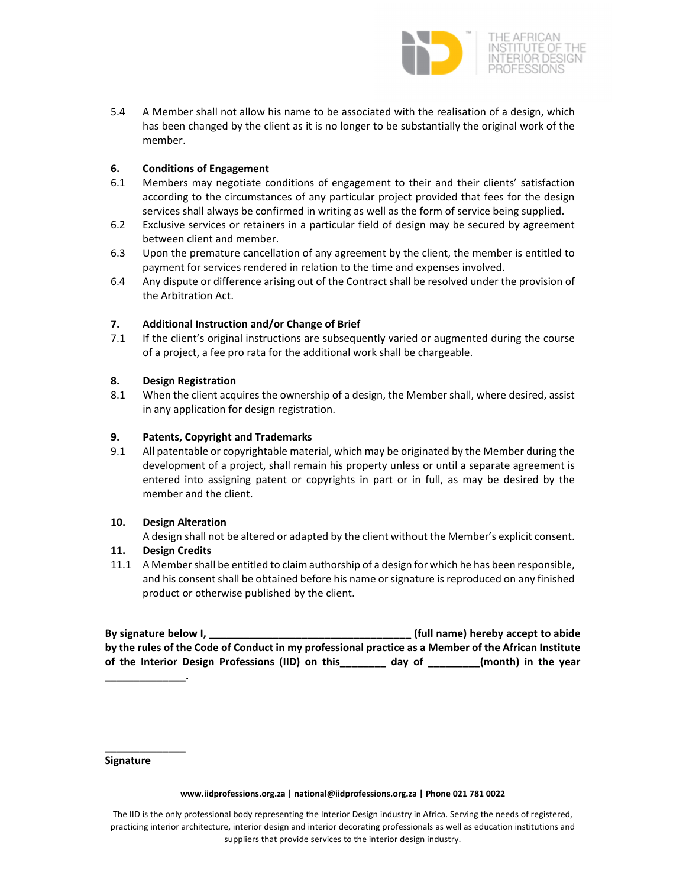5.4 A Member shall not allow his name to be associated with the realisation of a design, which has been changed by the client as it is no longer to be substantially the original work of the member.

**6. Conditions of Engagement**

6.1 Members may negotiate conditions of engagement to their and their clients' satisfaction according to the circumstances of any particular project provided that fees for the design services shall always be confirmed in writing as well as the form of service being supplied.

6.2 Exclusive services or retainers in a particular field of design may be secured by agreement between client and member.

6.3 Upon the premature cancellation of any agreement by the client, the member is entitled to payment for services rendered in relation to the time and expenses involved.

6.4 Any dispute or difference arising out of the Contract shall be resolved under the provision of the Arbitration Act.

**7. Additional Instruction and/or Change of Brief**

7.1 If the client's original instructions are subsequently varied or augmented during the course of a project, a fee pro rata for the additional work shall be chargeable.

**8. Design Registration**

8.1 When the client acquires the ownership of a design, the Member shall, where desired, assist in any application for design registration.

**9. Patents, Copyright and Trademarks**

9.1 All patentable or copyrightable material, which may be originated by the Member during the development of a project, shall remain his property unless or until a separate agreement is entered into assigning patent or copyrights in part or in full, as may be desired by the member and the client.

**10. Design Alteration**

A design shall not be altered or adapted by the client without the Member's explicit consent.

**11. Design Credits**

11.1 A Member shall be entitled to claim authorship of a design for which he has been responsible, and his consent shall be obtained before his name or signature is reproduced on any finished product or otherwise published by the client.

**By signature below I, ___________________________________ (full name) hereby accept to abide by the rules of the Code of Conduct in my professional practice as a Member of the African Institute of the Interior Design Professions (IID) on this________ day of _________(month) in the year ______________.**

______________

**Signature**

**www.iidprofessions.org.za | national@iidprofessions.org.za | Phone 021 781 0022**

The IID is the only professional body representing the Interior Design industry in Africa. Serving the needs of registered, practicing interior architecture, interior design and interior decorating professionals as well as education institutions and suppliers that provide services to the interior design industry.